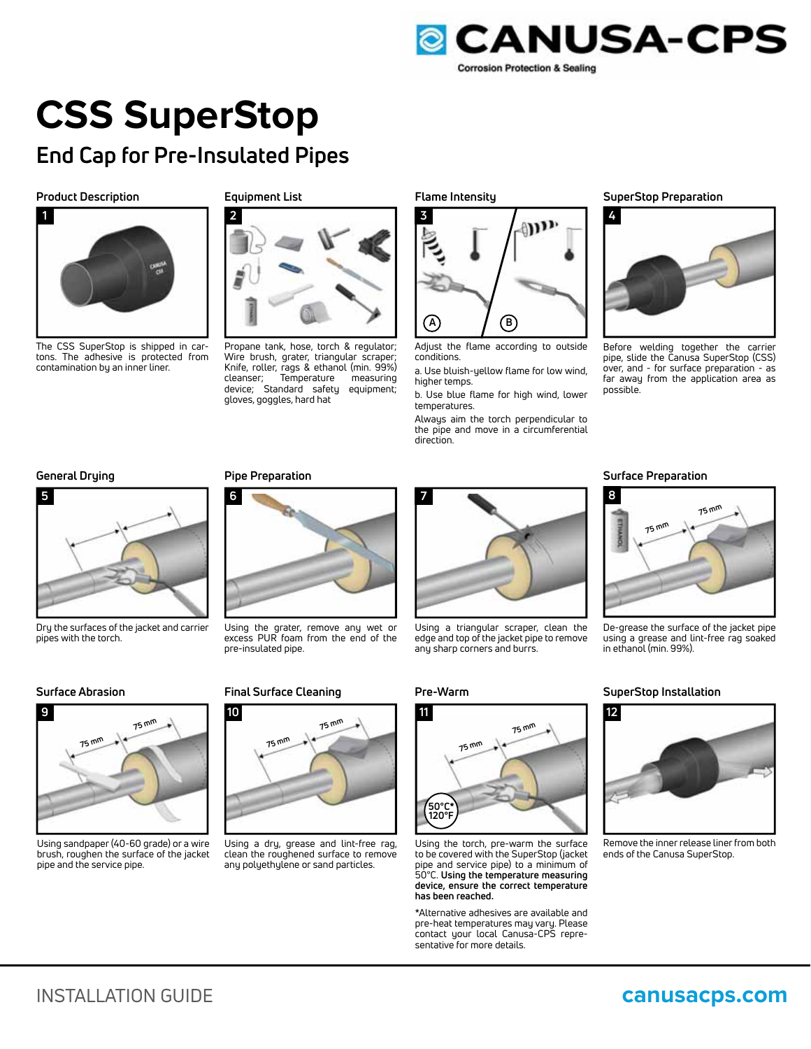CANUSA-CPS

Corrosion Protection & Sealing

# CSS SuperStop

## End Cap for Pre-Insulated Pipes

### Product Description

1

The CSS SuperStop is shipped in cartons. The adhesive is protected from contamination by an inner liner.

### Equipment List

2

Propane tank, hose, torch & regulator; Wire brush, grater, triangular scraper; Knife, roller, rags & ethanol (min. 99%) cleanser; Temperature measuring device; Standard safety equipment; gloves, goggles, hard hat

### Flame Intensity

3

A B

Adjust the flame according to outside conditions.

a. Use bluish-yellow flame for low wind, higher temps.

b. Use blue flame for high wind, lower temperatures.

Always aim the torch perpendicular to the pipe and move in a circumferential direction.

### SuperStop Preparation

4

Before welding together the carrier pipe, slide the Canusa SuperStop (CSS) over, and - for surface preparation - as far away from the application area as possible.

### General Drying

5

Dry the surfaces of the jacket and carrier pipes with the torch.

### Pipe Preparation

6

Using the grater, remove any wet or excess PUR foam from the end of the pre-insulated pipe.

7

Using a triangular scraper, clean the edge and top of the jacket pipe to remove any sharp corners and burrs.

### Surface Preparation

8

75 mm 75 mm

De-grease the surface of the jacket pipe using a grease and lint-free rag soaked in ethanol (min. 99%).

### Surface Abrasion

9

75 mm 75 mm

Using sandpaper (40-60 grade) or a wire brush, roughen the surface of the jacket pipe and the service pipe.

### Final Surface Cleaning

10

75 mm 75 mm

Using a dry, grease and lint-free rag, clean the roughened surface to remove any polyethylene or sand particles.

### Pre-Warm

11

75 mm 75 mm

50°C* 120°F

Using the torch, pre-warm the surface to be covered with the SuperStop (jacket pipe and service pipe) to a minimum of 50°C. **Using the temperature measuring device, ensure the correct temperature has been reached.**

*Alternative adhesives are available and pre-heat temperatures may vary. Please contact your local Canusa-CPS representative for more details.

### SuperStop Installation

12

Remove the inner release liner from both ends of the Canusa SuperStop.

INSTALLATION GUIDE

canusacps.com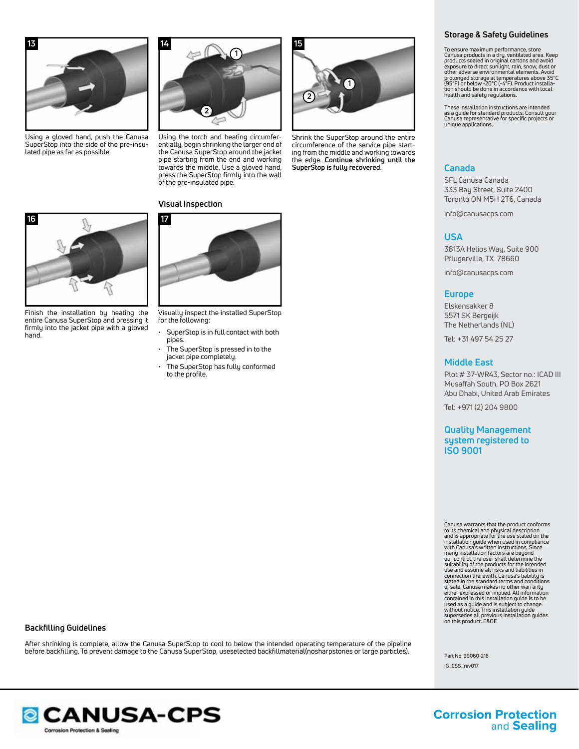13

Using a gloved hand, push the Canusa SuperStop into the side of the pre-insulated pipe as far as possible.

14

Using the torch and heating circumferentially, begin shrinking the larger end of the Canusa SuperStop around the jacket pipe starting from the end and working towards the middle. Use a gloved hand, press the SuperStop firmly into the wall of the pre-insulated pipe.

15

Shrink the SuperStop around the entire circumference of the service pipe starting from the middle and working towards the edge. **Continue shrinking until the SuperStop is fully recovered.**

16

Finish the installation by heating the entire Canusa SuperStop and pressing it firmly into the jacket pipe with a gloved hand.

## Visual Inspection

17

Visually inspect the installed SuperStop for the following:

- SuperStop is in full contact with both pipes.
- The SuperStop is pressed in to the jacket pipe completely.
- The SuperStop has fully conformed to the profile.

## Backfilling Guidelines

After shrinking is complete, allow the Canusa SuperStop to cool to below the intended operating temperature of the pipeline before backfilling. To prevent damage to the Canusa SuperStop, useselected backfillmaterial(nosharpstones or large particles).

## Storage & Safety Guidelines

To ensure maximum performance, store Canusa products in a dry, ventilated area. Keep products sealed in original cartons and avoid exposure to direct sunlight, rain, snow, dust or other adverse environmental elements. Avoid prolonged storage at temperatures above 35°C (95°F) or below -20°C (-4°F). Product installation should be done in accordance with local health and safety regulations.

These installation instructions are intended as a guide for standard products. Consult your Canusa representative for specific projects or unique applications.

## Canada

SFL Canusa Canada
333 Bay Street, Suite 2400
Toronto ON M5H 2T6, Canada

info@canusacps.com

## USA

3813A Helios Way, Suite 900
Pflugerville, TX 78660

info@canusacps.com

## Europe

Elskensakker 8
5571 SK Bergeijk
The Netherlands (NL)

Tel: +31 497 54 25 27

## Middle East

Plot # 37-WR43, Sector no.: ICAD III
Musaffah South, PO Box 2621
Abu Dhabi, United Arab Emirates

Tel: +971 (2) 204 9800

## Quality Management system registered to ISO 9001

Canusa warrants that the product conforms to its chemical and physical description and is appropriate for the use stated on the installation guide when used in compliance with Canusa's written instructions. Since many installation factors are beyond our control, the user shall determine the suitability of the products for the intended use and assume all risks and liabilities in connection therewith. Canusa's liability is stated in the standard terms and conditions of sale. Canusa makes no other warranty either expressed or implied. All information contained in this installation guide is to be used as a guide and is subject to change without notice. This installation guide supersedes all previous installation guides on this product. E&OE

Part No. 99060-216
IG_CSS_rev017

CANUSA-CPS
Corrosion Protection & Sealing

Corrosion Protection and Sealing